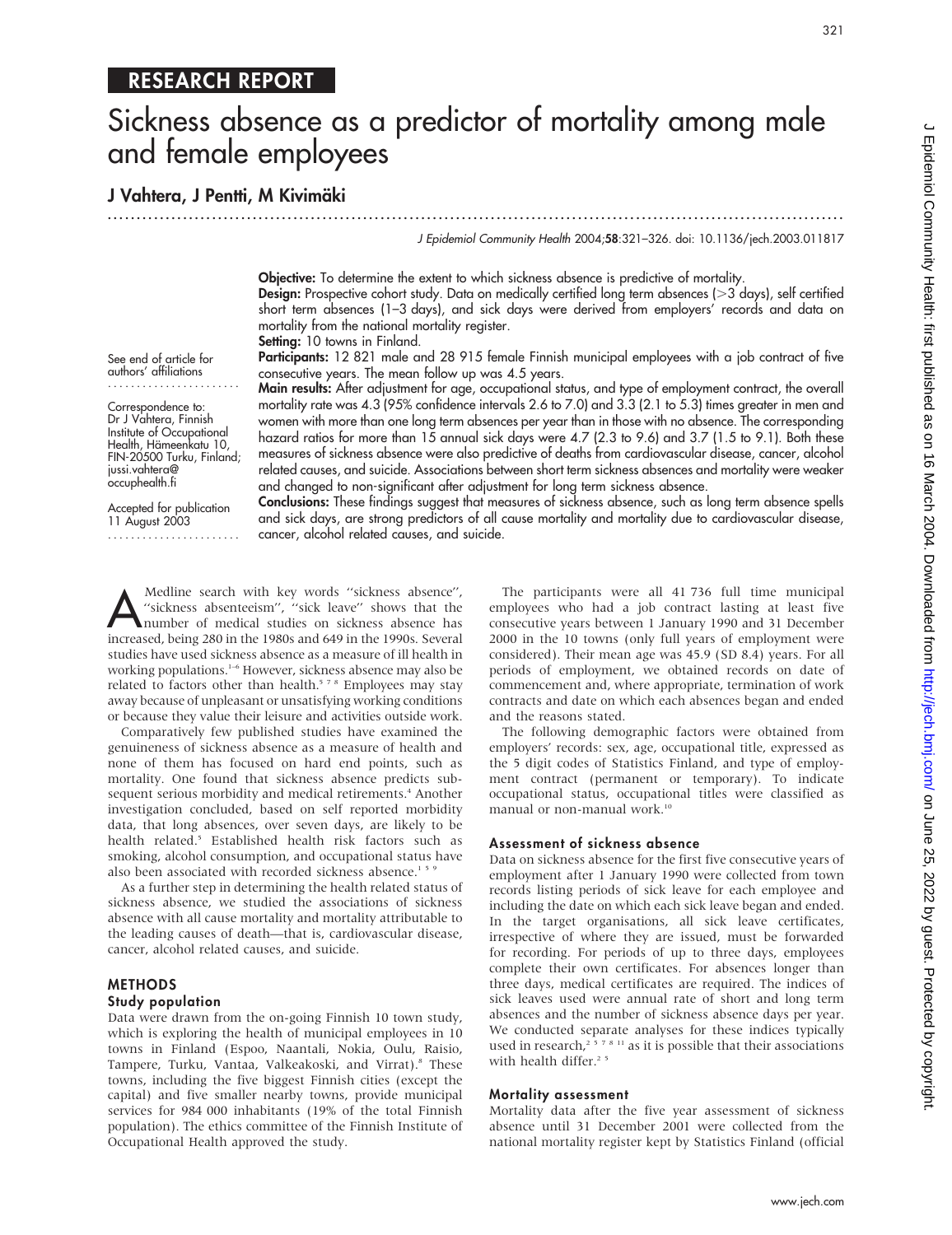RESEARCH REPORT

# Sickness absence as a predictor of mortality among male and female employees

**J Vahtera, J Pentti, M Kivimäki**

*J Epidemiol Community Health* 2004;**58**:321–326. doi: 10.1136/jech.2003.011817

See end of article for authors' affiliations

Correspondence to: Dr J Vahtera, Finnish Institute of Occupational Health, Hämeenkatu 10, FIN-20500 Turku, Finland; jussi.vahtera@occuphealth.fi

Accepted for publication 11 August 2003

**Objective:** To determine the extent to which sickness absence is predictive of mortality.

**Design:** Prospective cohort study. Data on medically certified long term absences (>3 days), self certified short term absences (1–3 days), and sick days were derived from employers' records and data on mortality from the national mortality register.

**Setting:** 10 towns in Finland.

**Participants:** 12 821 male and 28 915 female Finnish municipal employees with a job contract of five consecutive years. The mean follow up was 4.5 years.

**Main results:** After adjustment for age, occupational status, and type of employment contract, the overall mortality rate was 4.3 (95% confidence intervals 2.6 to 7.0) and 3.3 (2.1 to 5.3) times greater in men and women with more than one long term absences per year than in those with no absence. The corresponding hazard ratios for more than 15 annual sick days were 4.7 (2.3 to 9.6) and 3.7 (1.5 to 9.1). Both these measures of sickness absence were also predictive of deaths from cardiovascular disease, cancer, alcohol related causes, and suicide. Associations between short term sickness absences and mortality were weaker and changed to non-significant after adjustment for long term sickness absence.

**Conclusions:** These findings suggest that measures of sickness absence, such as long term absence spells and sick days, are strong predictors of all cause mortality and mortality due to cardiovascular disease, cancer, alcohol related causes, and suicide.

A Medline search with key words "sickness absence", "sickness absenteeism", "sick leave" shows that the number of medical studies on sickness absence has increased, being 280 in the 1980s and 649 in the 1990s. Several studies have used sickness absence as a measure of ill health in working populations.[1–6] However, sickness absence may also be related to factors other than health.[5 7 8] Employees may stay away because of unpleasant or unsatisfying working conditions or because they value their leisure and activities outside work.

Comparatively few published studies have examined the genuineness of sickness absence as a measure of health and none of them has focused on hard end points, such as mortality. One found that sickness absence predicts subsequent serious morbidity and medical retirements.[4] Another investigation concluded, based on self reported morbidity data, that long absences, over seven days, are likely to be health related.[5] Established health risk factors such as smoking, alcohol consumption, and occupational status have also been associated with recorded sickness absence.[1 5 9]

As a further step in determining the health related status of sickness absence, we studied the associations of sickness absence with all cause mortality and mortality attributable to the leading causes of death—that is, cardiovascular disease, cancer, alcohol related causes, and suicide.

## METHODS

### Study population

Data were drawn from the on-going Finnish 10 town study, which is exploring the health of municipal employees in 10 towns in Finland (Espoo, Naantali, Nokia, Oulu, Raisio, Tampere, Turku, Vantaa, Valkeakoski, and Virrat).[8] These towns, including the five biggest Finnish cities (except the capital) and five smaller nearby towns, provide municipal services for 984 000 inhabitants (19% of the total Finnish population). The ethics committee of the Finnish Institute of Occupational Health approved the study.

The participants were all 41 736 full time municipal employees who had a job contract lasting at least five consecutive years between 1 January 1990 and 31 December 2000 in the 10 towns (only full years of employment were considered). Their mean age was 45.9 (SD 8.4) years. For all periods of employment, we obtained records on date of commencement and, where appropriate, termination of work contracts and date on which each absences began and ended and the reasons stated.

The following demographic factors were obtained from employers' records: sex, age, occupational title, expressed as the 5 digit codes of Statistics Finland, and type of employment contract (permanent or temporary). To indicate occupational status, occupational titles were classified as manual or non-manual work.[10]

### Assessment of sickness absence

Data on sickness absence for the first five consecutive years of employment after 1 January 1990 were collected from town records listing periods of sick leave for each employee and including the date on which each sick leave began and ended. In the target organisations, all sick leave certificates, irrespective of where they are issued, must be forwarded for recording. For periods of up to three days, employees complete their own certificates. For absences longer than three days, medical certificates are required. The indices of sick leaves used were annual rate of short and long term absences and the number of sickness absence days per year. We conducted separate analyses for these indices typically used in research,[2 5 7 8 11] as it is possible that their associations with health differ.[2 5]

### Mortality assessment

Mortality data after the five year assessment of sickness absence until 31 December 2001 were collected from the national mortality register kept by Statistics Finland (official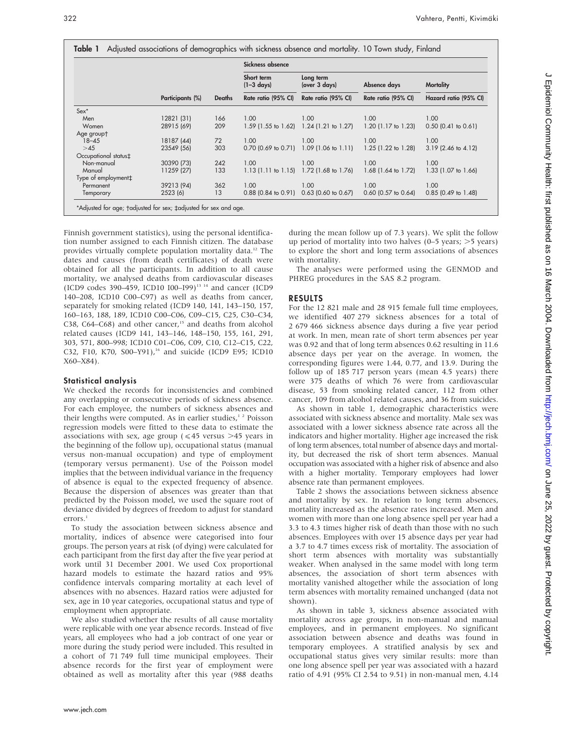**Table 1** Adjusted associations of demographics with sickness absence and mortality. 10 Town study, Finland

| | | | Sickness absence | | | |
|---|---|---|---|---|---|---|
| | | | Short term (1–3 days) | Long term (over 3 days) | Absence days | Mortality |
| | Participants (%) | Deaths | Rate ratio (95% CI) | Rate ratio (95% CI) | Rate ratio (95% CI) | Hazard ratio (95% CI) |
| Sex* | | | | | | |
| Men | 12821 (31) | 166 | 1.00 | 1.00 | 1.00 | 1.00 |
| Women | 28915 (69) | 209 | 1.59 (1.55 to 1.62) | 1.24 (1.21 to 1.27) | 1.20 (1.17 to 1.23) | 0.50 (0.41 to 0.61) |
| Age group† | | | | | | |
| 18–45 | 18187 (44) | 72 | 1.00 | 1.00 | 1.00 | 1.00 |
| >45 | 23549 (56) | 303 | 0.70 (0.69 to 0.71) | 1.09 (1.06 to 1.11) | 1.25 (1.22 to 1.28) | 3.19 (2.46 to 4.12) |
| Occupational status‡ | | | | | | |
| Non-manual | 30390 (73) | 242 | 1.00 | 1.00 | 1.00 | 1.00 |
| Manual | 11259 (27) | 133 | 1.13 (1.11 to 1.15) | 1.72 (1.68 to 1.76) | 1.68 (1.64 to 1.72) | 1.33 (1.07 to 1.66) |
| Type of employment‡ | | | | | | |
| Permanent | 39213 (94) | 362 | 1.00 | 1.00 | 1.00 | 1.00 |
| Temporary | 2523 (6) | 13 | 0.88 (0.84 to 0.91) | 0.63 (0.60 to 0.67) | 0.60 (0.57 to 0.64) | 0.85 (0.49 to 1.48) |

*Adjusted for age; †adjusted for sex; ‡adjusted for sex and age.

Finnish government statistics), using the personal identification number assigned to each Finnish citizen. The database provides virtually complete population mortality data.[12] The dates and causes (from death certificates) of death were obtained for all the participants. In addition to all cause mortality, we analysed deaths from cardiovascular diseases (ICD9 codes 390–459, ICD10 I00–I99)[13 14] and cancer (ICD9 140–208, ICD10 C00–C97) as well as deaths from cancer, separately for smoking related (ICD9 140, 141, 143–150, 157, 160–163, 188, 189, ICD10 C00–C06, C09–C15, C25, C30–C34, C38, C64–C68) and other cancer,[15] and deaths from alcohol related causes (ICD9 141, 143–146, 148–150, 155, 161, 291, 303, 571, 800–998; ICD10 C01–C06, C09, C10, C12–C15, C22, C32, F10, K70, S00–Y91),[16] and suicide (ICD9 E95; ICD10 X60–X84).

### Statistical analysis

We checked the records for inconsistencies and combined any overlapping or consecutive periods of sickness absence. For each employee, the numbers of sickness absences and their lengths were computed. As in earlier studies,[1 2] Poisson regression models were fitted to these data to estimate the associations with sex, age group (⩽45 versus >45 years in the beginning of the follow up), occupational status (manual versus non-manual occupation) and type of employment (temporary versus permanent). Use of the Poisson model implies that the between individual variance in the frequency of absence is equal to the expected frequency of absence. Because the dispersion of absences was greater than that predicted by the Poisson model, we used the square root of deviance divided by degrees of freedom to adjust for standard errors.[1]

To study the association between sickness absence and mortality, indices of absence were categorised into four groups. The person years at risk (of dying) were calculated for each participant from the first day after the five year period at work until 31 December 2001. We used Cox proportional hazard models to estimate the hazard ratios and 95% confidence intervals comparing mortality at each level of absences with no absences. Hazard ratios were adjusted for sex, age in 10 year categories, occupational status and type of employment when appropriate.

We also studied whether the results of all cause mortality were replicable with one year absence records. Instead of five years, all employees who had a job contract of one year or more during the study period were included. This resulted in a cohort of 71 749 full time municipal employees. Their absence records for the first year of employment were obtained as well as mortality after this year (988 deaths during the mean follow up of 7.3 years). We split the follow up period of mortality into two halves (0–5 years; >5 years) to explore the short and long term associations of absences with mortality.

The analyses were performed using the GENMOD and PHREG procedures in the SAS 8.2 program.

## RESULTS

For the 12 821 male and 28 915 female full time employees, we identified 407 279 sickness absences for a total of 2 679 466 sickness absence days during a five year period at work. In men, mean rate of short term absences per year was 0.92 and that of long term absences 0.62 resulting in 11.6 absence days per year on the average. In women, the corresponding figures were 1.44, 0.77, and 13.9. During the follow up of 185 717 person years (mean 4.5 years) there were 375 deaths of which 76 were from cardiovascular disease, 53 from smoking related cancer, 112 from other cancer, 109 from alcohol related causes, and 36 from suicides.

As shown in table 1, demographic characteristics were associated with sickness absence and mortality. Male sex was associated with a lower sickness absence rate across all the indicators and higher mortality. Higher age increased the risk of long term absences, total number of absence days and mortality, but decreased the risk of short term absences. Manual occupation was associated with a higher risk of absence and also with a higher mortality. Temporary employees had lower absence rate than permanent employees.

Table 2 shows the associations between sickness absence and mortality by sex. In relation to long term absences, mortality increased as the absence rates increased. Men and women with more than one long absence spell per year had a 3.3 to 4.3 times higher risk of death than those with no such absences. Employees with over 15 absence days per year had a 3.7 to 4.7 times excess risk of mortality. The association of short term absences with mortality was substantially weaker. When analysed in the same model with long term absences, the association of short term absences with mortality vanished altogether while the association of long term absences with mortality remained unchanged (data not shown).

As shown in table 3, sickness absence associated with mortality across age groups, in non-manual and manual employees, and in permanent employees. No significant association between absence and deaths was found in temporary employees. A stratified analysis by sex and occupational status gives very similar results: more than one long absence spell per year was associated with a hazard ratio of 4.91 (95% CI 2.54 to 9.51) in non-manual men, 4.14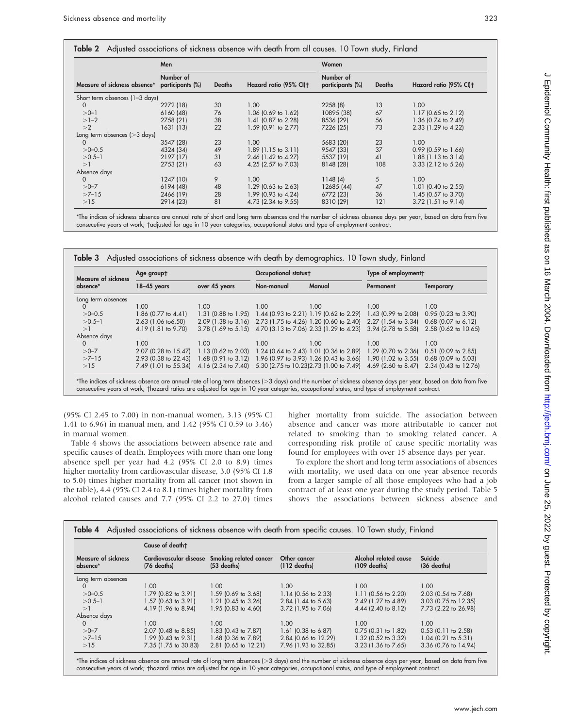**Table 2** Adjusted associations of sickness absence with death from all causes. 10 Town study, Finland

| Measure of sickness absence* | Men | | | Women | | |
|---|---|---|---|---|---|---|
| | Number of participants (%) | Deaths | Hazard ratio (95% CI)† | Number of participants (%) | Deaths | Hazard ratio (95% CI)† |
| Short term absences (1–3 days) | | | | | | |
| 0 | 2272 (18) | 30 | 1.00 | 2258 (8) | 13 | 1.00 |
| >0–1 | 6160 (48) | 76 | 1.06 (0.69 to 1.62) | 10895 (38) | 67 | 1.17 (0.65 to 2.12) |
| >1–2 | 2758 (21) | 38 | 1.41 (0.87 to 2.28) | 8536 (29) | 56 | 1.36 (0.74 to 2.49) |
| >2 | 1631 (13) | 22 | 1.59 (0.91 to 2.77) | 7226 (25) | 73 | 2.33 (1.29 to 4.22) |
| Long term absences (>3 days) | | | | | | |
| 0 | 3547 (28) | 23 | 1.00 | 5683 (20) | 23 | 1.00 |
| >0–0.5 | 4324 (34) | 49 | 1.89 (1.15 to 3.11) | 9547 (33) | 37 | 0.99 (0.59 to 1.66) |
| >0.5–1 | 2197 (17) | 31 | 2.46 (1.42 to 4.27) | 5537 (19) | 41 | 1.88 (1.13 to 3.14) |
| >1 | 2753 (21) | 63 | 4.25 (2.57 to 7.03) | 8148 (28) | 108 | 3.33 (2.12 to 5.26) |
| Absence days | | | | | | |
| 0 | 1247 (10) | 9 | 1.00 | 1148 (4) | 5 | 1.00 |
| >0–7 | 6194 (48) | 48 | 1.29 (0.63 to 2.63) | 12685 (44) | 47 | 1.01 (0.40 to 2.55) |
| >7–15 | 2466 (19) | 28 | 1.99 (0.93 to 4.24) | 6772 (23) | 36 | 1.45 (0.57 to 3.70) |
| >15 | 2914 (23) | 81 | 4.73 (2.34 to 9.55) | 8310 (29) | 121 | 3.72 (1.51 to 9.14) |

*The indices of sickness absence are annual rate of short and long term absences and the number of sickness absence days per year, based on data from five consecutive years at work; †adjusted for age in 10 year categories, occupational status and type of employment contract.

**Table 3** Adjusted associations of sickness absence with death by demographics. 10 Town study, Finland

| Measure of sickness absence* | Age group† | | Occupational status† | | Type of employment† | |
|---|---|---|---|---|---|---|
| | 18–45 years | over 45 years | Non-manual | Manual | Permanent | Temporary |
| Long term absences | | | | | | |
| 0 | 1.00 | 1.00 | 1.00 | 1.00 | 1.00 | 1.00 |
| >0–0.5 | 1.86 (0.77 to 4.41) | 1.31 (0.88 to 1.95) | 1.44 (0.93 to 2.21) | 1.19 (0.62 to 2.29) | 1.43 (0.99 to 2.08) | 0.95 (0.23 to 3.90) |
| >0.5–1 | 2.63 (1.06 to6.50) | 2.09 (1.38 to 3.16) | 2.73 (1.75 to 4.26) | 1.20 (0.60 to 2.40) | 2.27 (1.54 to 3.34) | 0.68 (0.07 to 6.12) |
| >1 | 4.19 (1.81 to 9.70) | 3.78 (1.69 to 5.15) | 4.70 (3.13 to 7.06) | 2.33 (1.29 to 4.23) | 3.94 (2.78 to 5.58) | 2.58 (0.62 to 10.65) |
| Absence days | | | | | | |
| 0 | 1.00 | 1.00 | 1.00 | 1.00 | 1.00 | 1.00 |
| >0–7 | 2.07 (0.28 to 15.47) | 1.13 (0.62 to 2.03) | 1.24 (0.64 to 2.43) | 1.01 (0.36 to 2.89) | 1.29 (0.70 to 2.36) | 0.51 (0.09 to 2.85) |
| >7–15 | 2.93 (0.38 to 22.43) | 1.68 (0.91 to 3.12) | 1.96 (0.97 to 3.93) | 1.26 (0.43 to 3.66) | 1.90 (1.02 to 3.55) | 0.68 (0.09 to 5.03) |
| >15 | 7.49 (1.01 to 55.34) | 4.16 (2.34 to 7.40) | 5.30 (2.75 to 10.23) | 2.73 (1.00 to 7.49) | 4.69 (2.60 to 8.47) | 2.34 (0.43 to 12.76) |

*The indices of sickness absence are annual rate of long term absences (>3 days) and the number of sickness absence days per year, based on data from five consecutive years at work; †hazard ratios are adjusted for age in 10 year categories, occupational status, and type of employment contract.

(95% CI 2.45 to 7.00) in non-manual women, 3.13 (95% CI 1.41 to 6.96) in manual men, and 1.42 (95% CI 0.59 to 3.46) in manual women.

Table 4 shows the associations between absence rate and specific causes of death. Employees with more than one long absence spell per year had 4.2 (95% CI 2.0 to 8.9) times higher mortality from cardiovascular disease, 3.0 (95% CI 1.8 to 5.0) times higher mortality from all cancer (not shown in the table), 4.4 (95% CI 2.4 to 8.1) times higher mortality from alcohol related causes and 7.7 (95% CI 2.2 to 27.0) times higher mortality from suicide. The association between absence and cancer was more attributable to cancer not related to smoking than to smoking related cancer. A corresponding risk profile of cause specific mortality was found for employees with over 15 absence days per year.

To explore the short and long term associations of absences with mortality, we used data on one year absence records from a larger sample of all those employees who had a job contract of at least one year during the study period. Table 5 shows the associations between sickness absence and

**Table 4** Adjusted associations of sickness absence with death from specific causes. 10 Town study, Finland

| Measure of sickness absence* | Cause of death† | | | | |
|---|---|---|---|---|---|
| | Cardiovascular disease (76 deaths) | Smoking related cancer (53 deaths) | Other cancer (112 deaths) | Alcohol related cause (109 deaths) | Suicide (36 deaths) |
| Long term absences | | | | | |
| 0 | 1.00 | 1.00 | 1.00 | 1.00 | 1.00 |
| >0–0.5 | 1.79 (0.82 to 3.91) | 1.59 (0.69 to 3.68) | 1.14 (0.56 to 2.33) | 1.11 (0.56 to 2.20) | 2.03 (0.54 to 7.68) |
| >0.5–1 | 1.57 (0.63 to 3.91) | 1.21 (0.45 to 3.26) | 2.84 (1.44 to 5.63) | 2.49 (1.27 to 4.89) | 3.03 (0.75 to 12.35) |
| >1 | 4.19 (1.96 to 8.94) | 1.95 (0.83 to 4.60) | 3.72 (1.95 to 7.06) | 4.44 (2.40 to 8.12) | 7.73 (2.22 to 26.98) |
| Absence days | | | | | |
| 0 | 1.00 | 1.00 | 1.00 | 1.00 | 1.00 |
| >0–7 | 2.07 (0.48 to 8.85) | 1.83 (0.43 to 7.87) | 1.61 (0.38 to 6.87) | 0.75 (0.31 to 1.82) | 0.53 (0.11 to 2.58) |
| >7–15 | 1.99 (0.43 to 9.31) | 1.68 (0.36 to 7.89) | 2.84 (0.66 to 12.29) | 1.32 (0.52 to 3.32) | 1.04 (0.21 to 5.31) |
| >15 | 7.35 (1.75 to 30.83) | 2.81 (0.65 to 12.21) | 7.96 (1.93 to 32.85) | 3.23 (1.36 to 7.65) | 3.36 (0.76 to 14.94) |

*The indices of sickness absence are annual rate of long term absences (>3 days) and the number of sickness absence days per year, based on data from five consecutive years at work; †hazard ratios are adjusted for age in 10 year categories, occupational status, and type of employment contract.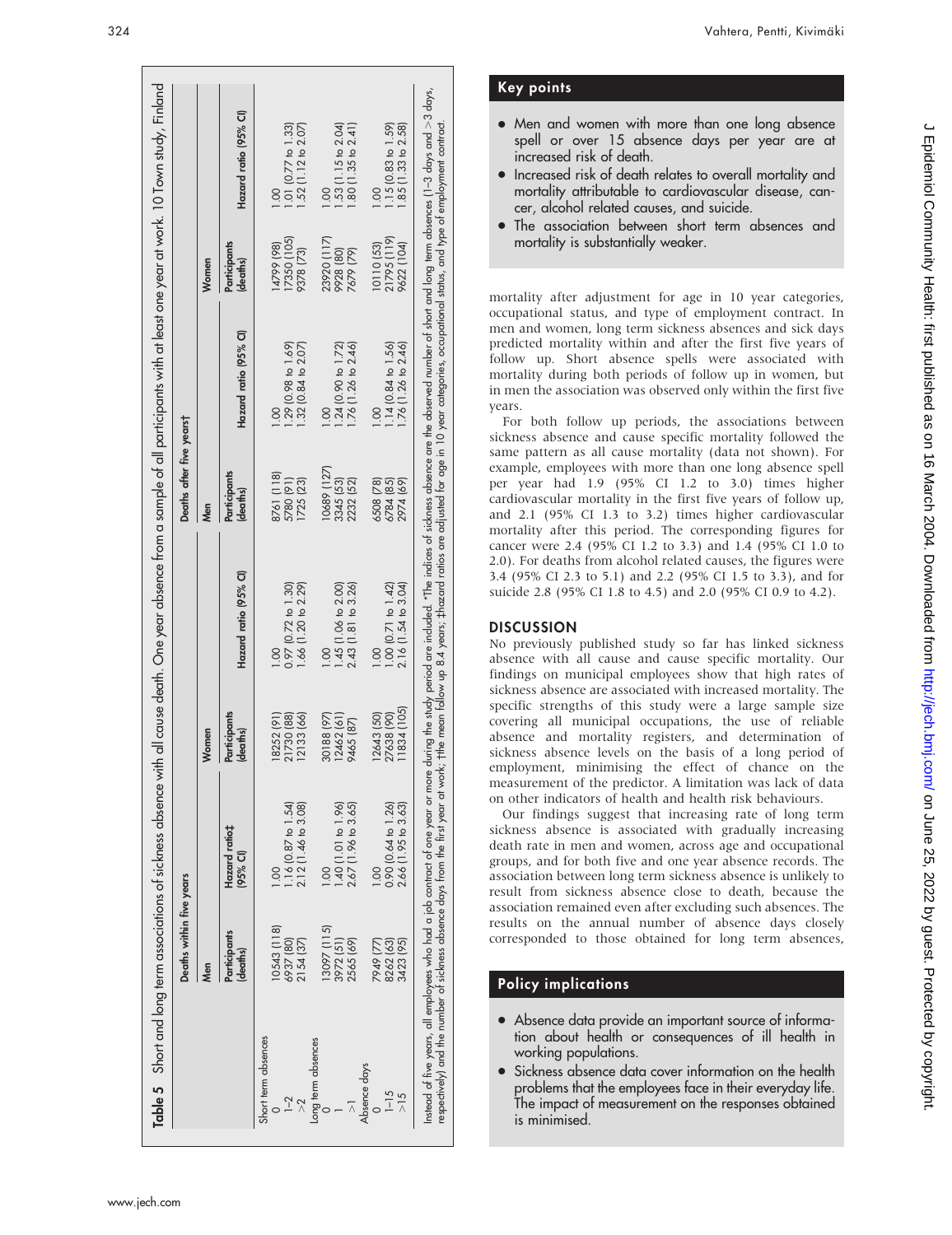**Table 5** Short and long term associations of sickness absence with all cause death. One year absence from a sample of all participants with at least one year at work. 10 Town study, Finland

| | Deaths within five years | | | | Deaths after five years† | | | |
|---|---|---|---|---|---|---|---|---|
| | Men | | Women | | Men | | Women | |
| | Participants (deaths) | Hazard ratio‡ (95% CI) | Participants (deaths) | Hazard ratio (95% CI) | Participants (deaths) | Hazard ratio (95% CI) | Participants (deaths) | Hazard ratio (95% CI) |
| Short term absences | | | | | | | | |
| 0 | 10543 (118) | 1.00 | 18252 (91) | 1.00 | 8761 (118) | 1.00 | 14799 (98) | 1.00 |
| 1–2 | 6937 (80) | 1.16 (0.87 to 1.54) | 21730 (88) | 0.97 (0.72 to 1.30) | 5780 (91) | 1.29 (0.98 to 1.69) | 17350 (105) | 1.01 (0.77 to 1.33) |
| >2 | 2154 (37) | 2.12 (1.46 to 3.08) | 12133 (66) | 1.66 (1.20 to 2.29) | 1725 (23) | 1.32 (0.84 to 2.07) | 9378 (73) | 1.52 (1.12 to 2.07) |
| Long term absences | | | | | | | | |
| 0 | 13097 (115) | 1.00 | 30188 (97) | 1.00 | 10689 (127) | 1.00 | 23920 (117) | 1.00 |
| 1 | 3972 (51) | 1.40 (1.01 to 1.96) | 12462 (61) | 1.45 (1.06 to 2.00) | 3345 (53) | 1.24 (0.90 to 1.72) | 9928 (80) | 1.53 (1.15 to 2.04) |
| >1 | 2565 (69) | 2.67 (1.96 to 3.65) | 9465 (87) | 2.43 (1.81 to 3.26) | 2232 (52) | 1.76 (1.26 to 2.46) | 7679 (79) | 1.80 (1.35 to 2.41) |
| Absence days | | | | | | | | |
| 0 | 7949 (77) | 1.00 | 12643 (50) | 1.00 | 6508 (78) | 1.00 | 10110 (53) | 1.00 |
| 1–15 | 8262 (63) | 0.90 (0.64 to 1.26) | 27638 (90) | 1.00 (0.71 to 1.42) | 6784 (85) | 1.14 (0.84 to 1.56) | 21795 (119) | 1.15 (0.83 to 1.59) |
| >15 | 3423 (95) | 2.66 (1.95 to 3.63) | 11834 (105) | 2.16 (1.54 to 3.04) | 2974 (69) | 1.76 (1.26 to 2.46) | 9622 (104) | 1.85 (1.33 to 2.58) |

Instead of five years, all employees who had a job contract of one year or more during the study period are included. *The indices of sickness absence are the observed number of short and long term absences (1–3 days and >3 days, respectively) and the number of sickness absence days from the first year at work; †the mean follow up 8.4 years; ‡hazard ratios are adjusted for age in 10 year categories, occupational status, and type of employment contract.

mortality after adjustment for age in 10 year categories, occupational status, and type of employment contract. In men and women, long term sickness absences and sick days predicted mortality within and after the first five years of follow up. Short absence spells were associated with mortality during both periods of follow up in women, but in men the association was observed only within the first five years.

For both follow up periods, the associations between sickness absence and cause specific mortality followed the same pattern as all cause mortality (data not shown). For example, employees with more than one long absence spell per year had 1.9 (95% CI 1.2 to 3.0) times higher cardiovascular mortality in the first five years of follow up, and 2.1 (95% CI 1.3 to 3.2) times higher cardiovascular mortality after this period. The corresponding figures for cancer were 2.4 (95% CI 1.2 to 3.3) and 1.4 (95% CI 1.0 to 2.0). For deaths from alcohol related causes, the figures were 3.4 (95% CI 2.3 to 5.1) and 2.2 (95% CI 1.5 to 3.3), and for suicide 2.8 (95% CI 1.8 to 4.5) and 2.0 (95% CI 0.9 to 4.2).

## DISCUSSION

No previously published study so far has linked sickness absence with all cause and cause specific mortality. Our findings on municipal employees show that high rates of sickness absence are associated with increased mortality. The specific strengths of this study were a large sample size covering all municipal occupations, the use of reliable absence and mortality registers, and determination of sickness absence levels on the basis of a long period of employment, minimising the effect of chance on the measurement of the predictor. A limitation was lack of data on other indicators of health and health risk behaviours.

Our findings suggest that increasing rate of long term sickness absence is associated with gradually increasing death rate in men and women, across age and occupational groups, and for both five and one year absence records. The association between long term sickness absence is unlikely to result from sickness absence close to death, because the association remained even after excluding such absences. The results on the annual number of absence days closely corresponded to those obtained for long term absences,

### Key points

- Men and women with more than one long absence spell or over 15 absence days per year are at increased risk of death.
- Increased risk of death relates to overall mortality and mortality attributable to cardiovascular disease, cancer, alcohol related causes, and suicide.
- The association between short term absences and mortality is substantially weaker.

### Policy implications

- Absence data provide an important source of information about health or consequences of ill health in working populations.
- Sickness absence data cover information on the health problems that the employees face in their everyday life. The impact of measurement on the responses obtained is minimised.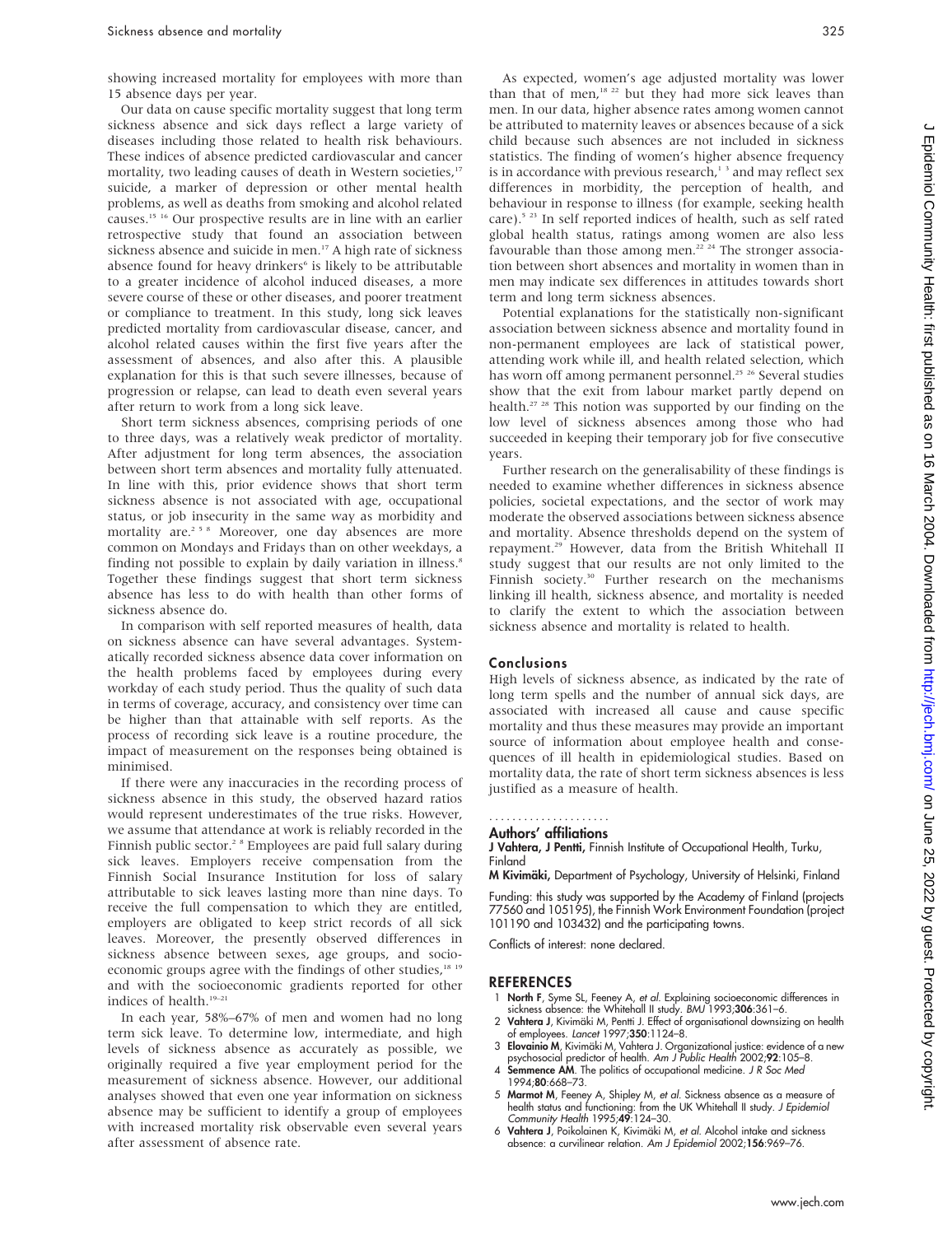showing increased mortality for employees with more than 15 absence days per year.

Our data on cause specific mortality suggest that long term sickness absence and sick days reflect a large variety of diseases including those related to health risk behaviours. These indices of absence predicted cardiovascular and cancer mortality, two leading causes of death in Western societies,[17] suicide, a marker of depression or other mental health problems, as well as deaths from smoking and alcohol related causes.[15 16] Our prospective results are in line with an earlier retrospective study that found an association between sickness absence and suicide in men.[17] A high rate of sickness absence found for heavy drinkers[6] is likely to be attributable to a greater incidence of alcohol induced diseases, a more severe course of these or other diseases, and poorer treatment or compliance to treatment. In this study, long sick leaves predicted mortality from cardiovascular disease, cancer, and alcohol related causes within the first five years after the assessment of absences, and also after this. A plausible explanation for this is that such severe illnesses, because of progression or relapse, can lead to death even several years after return to work from a long sick leave.

Short term sickness absences, comprising periods of one to three days, was a relatively weak predictor of mortality. After adjustment for long term absences, the association between short term absences and mortality fully attenuated. In line with this, prior evidence shows that short term sickness absence is not associated with age, occupational status, or job insecurity in the same way as morbidity and mortality are.[2 5 8] Moreover, one day absences are more common on Mondays and Fridays than on other weekdays, a finding not possible to explain by daily variation in illness.[8] Together these findings suggest that short term sickness absence has less to do with health than other forms of sickness absence do.

In comparison with self reported measures of health, data on sickness absence can have several advantages. Systematically recorded sickness absence data cover information on the health problems faced by employees during every workday of each study period. Thus the quality of such data in terms of coverage, accuracy, and consistency over time can be higher than that attainable with self reports. As the process of recording sick leave is a routine procedure, the impact of measurement on the responses being obtained is minimised.

If there were any inaccuracies in the recording process of sickness absence in this study, the observed hazard ratios would represent underestimates of the true risks. However, we assume that attendance at work is reliably recorded in the Finnish public sector.[2 8] Employees are paid full salary during sick leaves. Employers receive compensation from the Finnish Social Insurance Institution for loss of salary attributable to sick leaves lasting more than nine days. To receive the full compensation to which they are entitled, employers are obligated to keep strict records of all sick leaves. Moreover, the presently observed differences in sickness absence between sexes, age groups, and socioeconomic groups agree with the findings of other studies,[18 19] and with the socioeconomic gradients reported for other indices of health.[19–21]

In each year, 58%–67% of men and women had no long term sick leave. To determine low, intermediate, and high levels of sickness absence as accurately as possible, we originally required a five year employment period for the measurement of sickness absence. However, our additional analyses showed that even one year information on sickness absence may be sufficient to identify a group of employees with increased mortality risk observable even several years after assessment of absence rate.

As expected, women's age adjusted mortality was lower than that of men,[18 22] but they had more sick leaves than men. In our data, higher absence rates among women cannot be attributed to maternity leaves or absences because of a sick child because such absences are not included in sickness statistics. The finding of women's higher absence frequency is in accordance with previous research,[1 3] and may reflect sex differences in morbidity, the perception of health, and behaviour in response to illness (for example, seeking health care).[5 23] In self reported indices of health, such as self rated global health status, ratings among women are also less favourable than those among men.[22 24] The stronger association between short absences and mortality in women than in men may indicate sex differences in attitudes towards short term and long term sickness absences.

Potential explanations for the statistically non-significant association between sickness absence and mortality found in non-permanent employees are lack of statistical power, attending work while ill, and health related selection, which has worn off among permanent personnel.[25 26] Several studies show that the exit from labour market partly depend on health.[27 28] This notion was supported by our finding on the low level of sickness absences among those who had succeeded in keeping their temporary job for five consecutive years.

Further research on the generalisability of these findings is needed to examine whether differences in sickness absence policies, societal expectations, and the sector of work may moderate the observed associations between sickness absence and mortality. Absence thresholds depend on the system of repayment.[29] However, data from the British Whitehall II study suggest that our results are not only limited to the Finnish society.[30] Further research on the mechanisms linking ill health, sickness absence, and mortality is needed to clarify the extent to which the association between sickness absence and mortality is related to health.

## Conclusions

High levels of sickness absence, as indicated by the rate of long term spells and the number of annual sick days, are associated with increased all cause and cause specific mortality and thus these measures may provide an important source of information about employee health and consequences of ill health in epidemiological studies. Based on mortality data, the rate of short term sickness absences is less justified as a measure of health.

## Authors' affiliations

**J Vahtera, J Pentti,** Finnish Institute of Occupational Health, Turku, Finland

**M Kivimäki,** Department of Psychology, University of Helsinki, Finland

Funding: this study was supported by the Academy of Finland (projects 77560 and 105195), the Finnish Work Environment Foundation (project 101190 and 103432) and the participating towns.

Conflicts of interest: none declared.

## REFERENCES

1. **North F**, Syme SL, Feeney A, *et al*. Explaining socioeconomic differences in sickness absence: the Whitehall II study. *BMJ* 1993;**306**:361–6.
2. **Vahtera J**, Kivimäki M, Pentti J. Effect of organisational downsizing on health of employees. *Lancet* 1997;**350**:1124–8.
3. **Elovainio M**, Kivimäki M, Vahtera J. Organizational justice: evidence of a new psychosocial predictor of health. *Am J Public Health* 2002;**92**:105–8.
4. **Semmence AM**. The politics of occupational medicine. *J R Soc Med* 1994;**80**:668–73.
5. **Marmot M**, Feeney A, Shipley M, *et al*. Sickness absence as a measure of health status and functioning: from the UK Whitehall II study. *J Epidemiol Community Health* 1995;**49**:124–30.
6. **Vahtera J**, Poikolainen K, Kivimäki M, *et al*. Alcohol intake and sickness absence: a curvilinear relation. *Am J Epidemiol* 2002;**156**:969–76.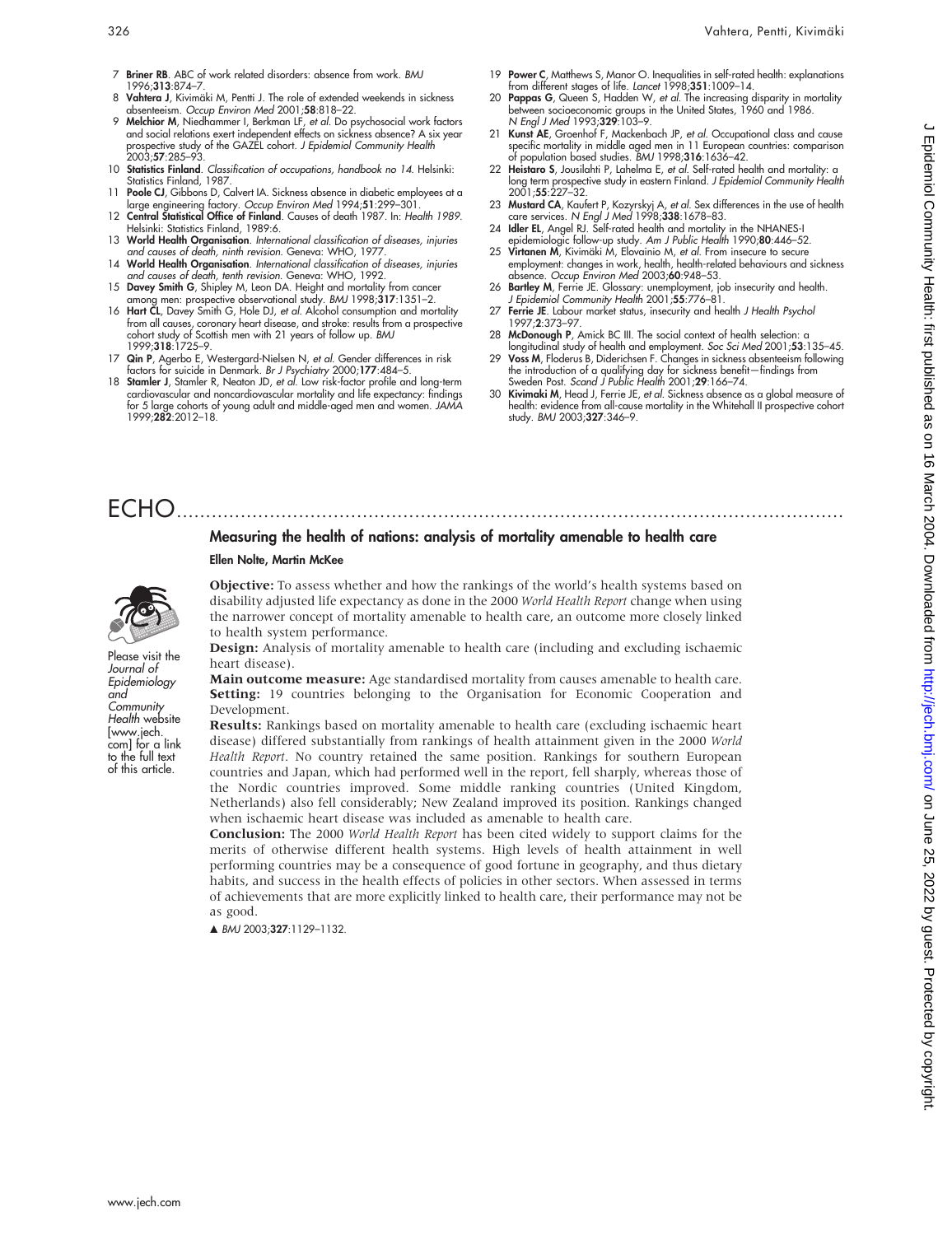7 **Briner RB**. ABC of work related disorders: absence from work. *BMJ* 1996;**313**:874–7.
8 **Vahtera J**, Kivimäki M, Pentti J. The role of extended weekends in sickness absenteeism. *Occup Environ Med* 2001;**58**:818–22.
9 **Melchior M**, Niedhammer I, Berkman LF, *et al*. Do psychosocial work factors and social relations exert independent effects on sickness absence? A six year prospective study of the GAZEL cohort. *J Epidemiol Community Health* 2003;**57**:285–93.
10 **Statistics Finland**. *Classification of occupations, handbook no 14*. Helsinki: Statistics Finland, 1987.
11 **Poole CJ**, Gibbons D, Calvert IA. Sickness absence in diabetic employees at a large engineering factory. *Occup Environ Med* 1994;**51**:299–301.
12 **Central Statistical Office of Finland**. Causes of death 1987. In: *Health 1989*. Helsinki: Statistics Finland, 1989:6.
13 **World Health Organisation**. *International classification of diseases, injuries and causes of death, ninth revision*. Geneva: WHO, 1977.
14 **World Health Organisation**. *International classification of diseases, injuries and causes of death, tenth revision*. Geneva: WHO, 1992.
15 **Davey Smith G**, Shipley M, Leon DA. Height and mortality from cancer among men: prospective observational study. *BMJ* 1998;**317**:1351–2.
16 **Hart CL**, Davey Smith G, Hole DJ, *et al*. Alcohol consumption and mortality from all causes, coronary heart disease, and stroke: results from a prospective cohort study of Scottish men with 21 years of follow up. *BMJ* 1999;**318**:1725–9.
17 **Qin P**, Agerbo E, Westergard-Nielsen N, *et al*. Gender differences in risk factors for suicide in Denmark. *Br J Psychiatry* 2000;**177**:484–5.
18 **Stamler J**, Stamler R, Neaton JD, *et al*. Low risk-factor profile and long-term cardiovascular and noncardiovascular mortality and life expectancy: findings for 5 large cohorts of young adult and middle-aged men and women. *JAMA* 1999;**282**:2012–18.
19 **Power C**, Matthews S, Manor O. Inequalities in self-rated health: explanations from different stages of life. *Lancet* 1998;**351**:1009–14.
20 **Pappas G**, Queen S, Hadden W, *et al*. The increasing disparity in mortality between socioeconomic groups in the United States, 1960 and 1986. *N Engl J Med* 1993;**329**:103–9.
21 **Kunst AE**, Groenhof F, Mackenbach JP, *et al*. Occupational class and cause specific mortality in middle aged men in 11 European countries: comparison of population based studies. *BMJ* 1998;**316**:1636–42.
22 **Heistaro S**, Jousilahti P, Lahelma E, *et al*. Self-rated health and mortality: a long term prospective study in eastern Finland. *J Epidemiol Community Health* 2001;**55**:227–32.
23 **Mustard CA**, Kaufert P, Kozyrskyj A, *et al*. Sex differences in the use of health care services. *N Engl J Med* 1998;**338**:1678–83.
24 **Idler EL**, Angel RJ. Self-rated health and mortality in the NHANES-I epidemiologic follow-up study. *Am J Public Health* 1990;**80**:446–52.
25 **Virtanen M**, Kivimäki M, Elovainio M, *et al*. From insecure to secure employment: changes in work, health, health-related behaviours and sickness absence. *Occup Environ Med* 2003;**60**:948–53.
26 **Bartley M**, Ferrie JE. Glossary: unemployment, job insecurity and health. *J Epidemiol Community Health* 2001;**55**:776–81.
27 **Ferrie JE**. Labour market status, insecurity and health *J Health Psychol* 1997;**2**:373–97.
28 **McDonough P**, Amick BC III. The social context of health selection: a longitudinal study of health and employment. *Soc Sci Med* 2001;**53**:135–45.
29 **Voss M**, Floderus B, Diderichsen F. Changes in sickness absenteeism following the introduction of a qualifying day for sickness benefit—findings from Sweden Post. *Scand J Public Health* 2001;**29**:166–74.
30 **Kivimaki M**, Head J, Ferrie JE, *et al*. Sickness absence as a global measure of health: evidence from all-cause mortality in the Whitehall II prospective cohort study. *BMJ* 2003;**327**:346–9.

# ECHO

## Measuring the health of nations: analysis of mortality amenable to health care

**Ellen Nolte, Martin McKee**

Please visit the *Journal of Epidemiology and Community Health* website [www.jech.com] for a link to the full text of this article.

**Objective:** To assess whether and how the rankings of the world's health systems based on disability adjusted life expectancy as done in the 2000 *World Health Report* change when using the narrower concept of mortality amenable to health care, an outcome more closely linked to health system performance.

**Design:** Analysis of mortality amenable to health care (including and excluding ischaemic heart disease).

**Main outcome measure:** Age standardised mortality from causes amenable to health care.

**Setting:** 19 countries belonging to the Organisation for Economic Cooperation and Development.

**Results:** Rankings based on mortality amenable to health care (excluding ischaemic heart disease) differed substantially from rankings of health attainment given in the 2000 *World Health Report*. No country retained the same position. Rankings for southern European countries and Japan, which had performed well in the report, fell sharply, whereas those of the Nordic countries improved. Some middle ranking countries (United Kingdom, Netherlands) also fell considerably; New Zealand improved its position. Rankings changed when ischaemic heart disease was included as amenable to health care.

**Conclusion:** The 2000 *World Health Report* has been cited widely to support claims for the merits of otherwise different health systems. High levels of health attainment in well performing countries may be a consequence of good fortune in geography, and thus dietary habits, and success in the health effects of policies in other sectors. When assessed in terms of achievements that are more explicitly linked to health care, their performance may not be as good.

▲ *BMJ* 2003;**327**:1129–1132.